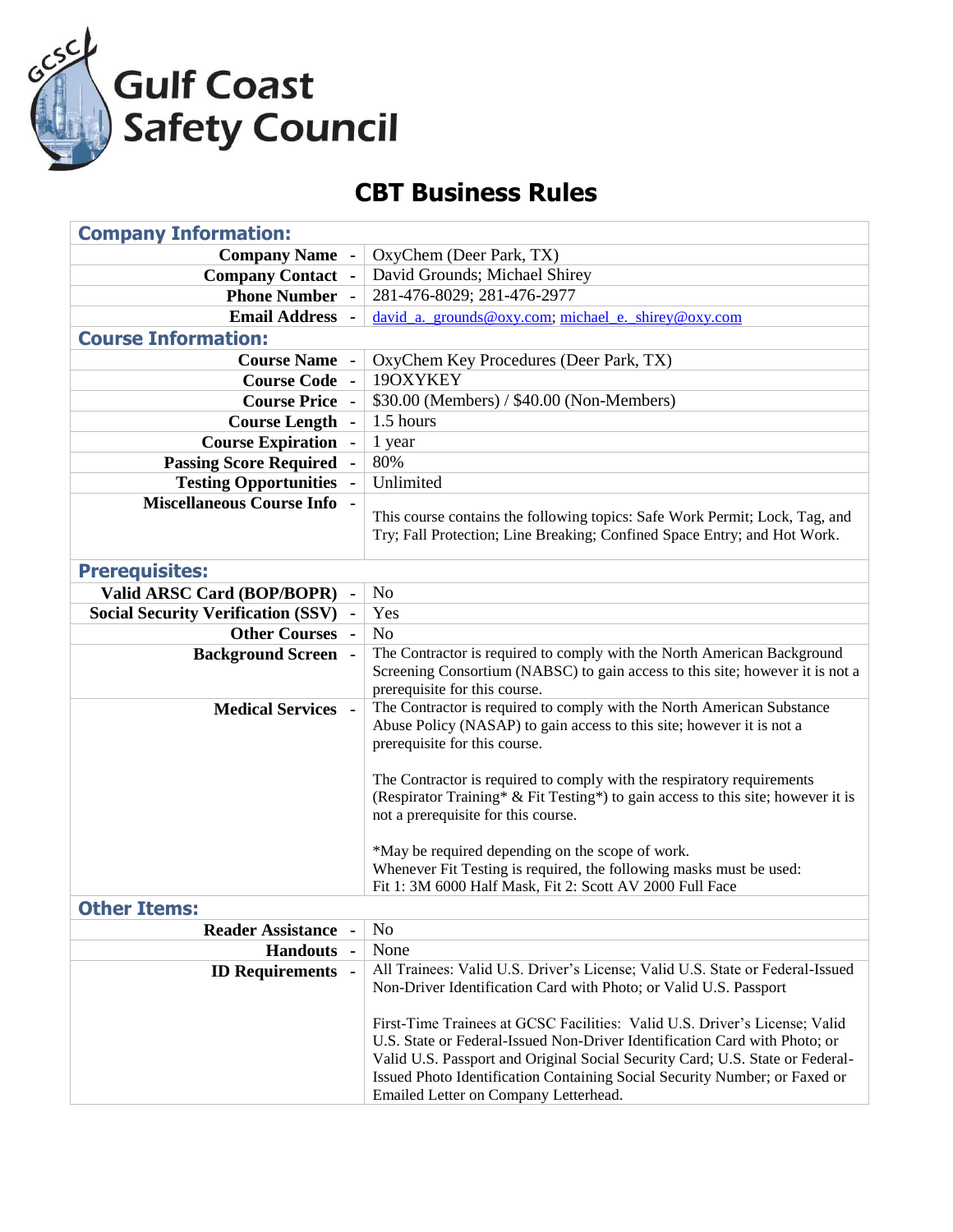# Gulf Coast Safety Council

## CBT Business Rules

| | |
|---|---|
| **Company Information:** | |
| **Company Name** - | OxyChem (Deer Park, TX) |
| **Company Contact** - | David Grounds; Michael Shirey |
| **Phone Number** - | 281-476-8029; 281-476-2977 |
| **Email Address** - | david_a._grounds@oxy.com; michael_e._shirey@oxy.com |
| **Course Information:** | |
| **Course Name** - | OxyChem Key Procedures (Deer Park, TX) |
| **Course Code** - | 19OXYKEY |
| **Course Price** - | $30.00 (Members) / $40.00 (Non-Members) |
| **Course Length** - | 1.5 hours |
| **Course Expiration** - | 1 year |
| **Passing Score Required** - | 80% |
| **Testing Opportunities** - | Unlimited |
| **Miscellaneous Course Info** - | This course contains the following topics: Safe Work Permit; Lock, Tag, and Try; Fall Protection; Line Breaking; Confined Space Entry; and Hot Work. |
| **Prerequisites:** | |
| **Valid ARSC Card (BOP/BOPR)** - | No |
| **Social Security Verification (SSV)** - | Yes |
| **Other Courses** - | No |
| **Background Screen** - | The Contractor is required to comply with the North American Background Screening Consortium (NABSC) to gain access to this site; however it is not a prerequisite for this course. |
| **Medical Services** - | The Contractor is required to comply with the North American Substance Abuse Policy (NASAP) to gain access to this site; however it is not a prerequisite for this course.<br><br>The Contractor is required to comply with the respiratory requirements (Respirator Training* & Fit Testing*) to gain access to this site; however it is not a prerequisite for this course.<br><br>*May be required depending on the scope of work.<br>Whenever Fit Testing is required, the following masks must be used:<br>Fit 1: 3M 6000 Half Mask, Fit 2: Scott AV 2000 Full Face |
| **Other Items:** | |
| **Reader Assistance** - | No |
| **Handouts** - | None |
| **ID Requirements** - | All Trainees: Valid U.S. Driver's License; Valid U.S. State or Federal-Issued Non-Driver Identification Card with Photo; or Valid U.S. Passport<br><br>First-Time Trainees at GCSC Facilities: Valid U.S. Driver's License; Valid U.S. State or Federal-Issued Non-Driver Identification Card with Photo; or Valid U.S. Passport and Original Social Security Card; U.S. State or Federal-Issued Photo Identification Containing Social Security Number; or Faxed or Emailed Letter on Company Letterhead. |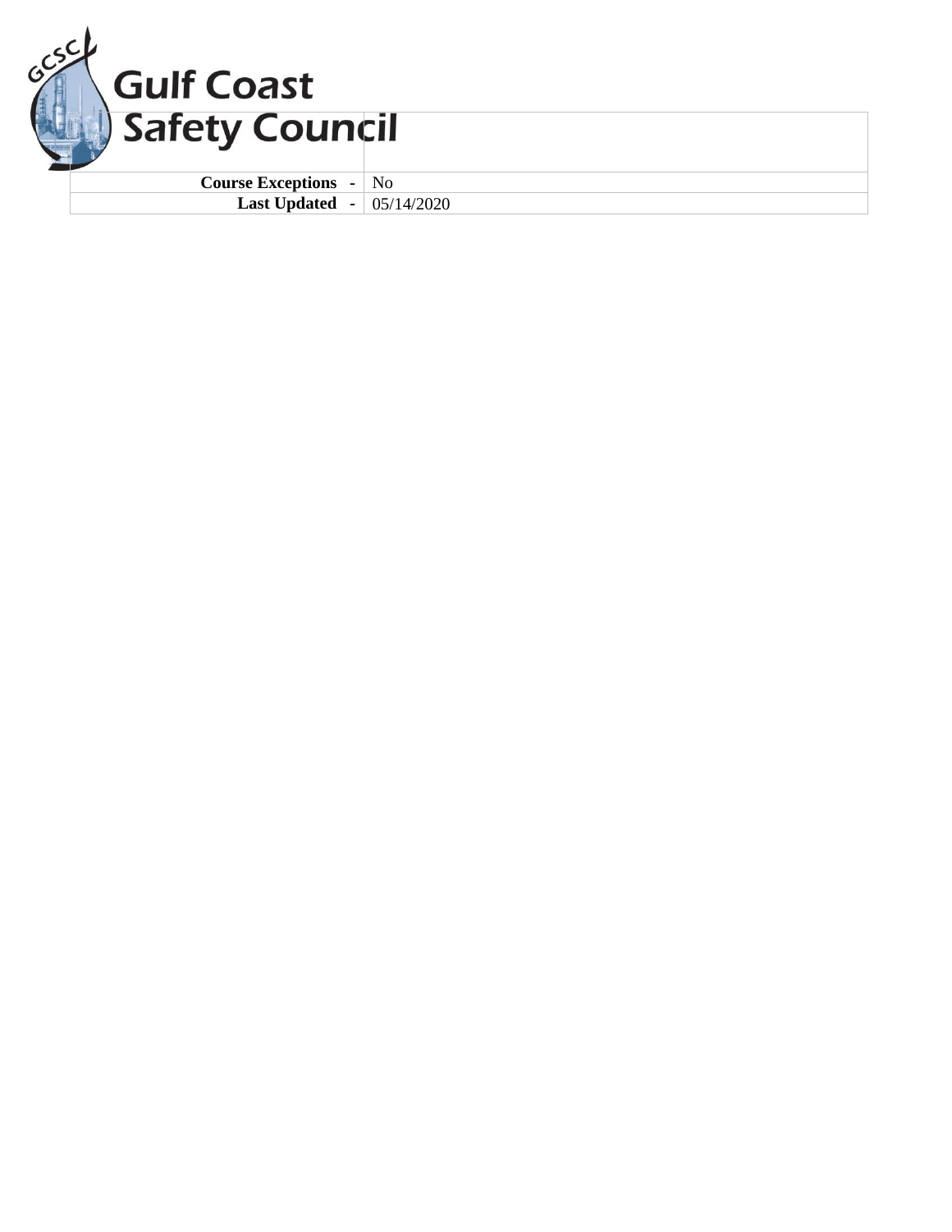| | |
|---|---|
| **Course Exceptions -** | No |
| **Last Updated -** | 05/14/2020 |